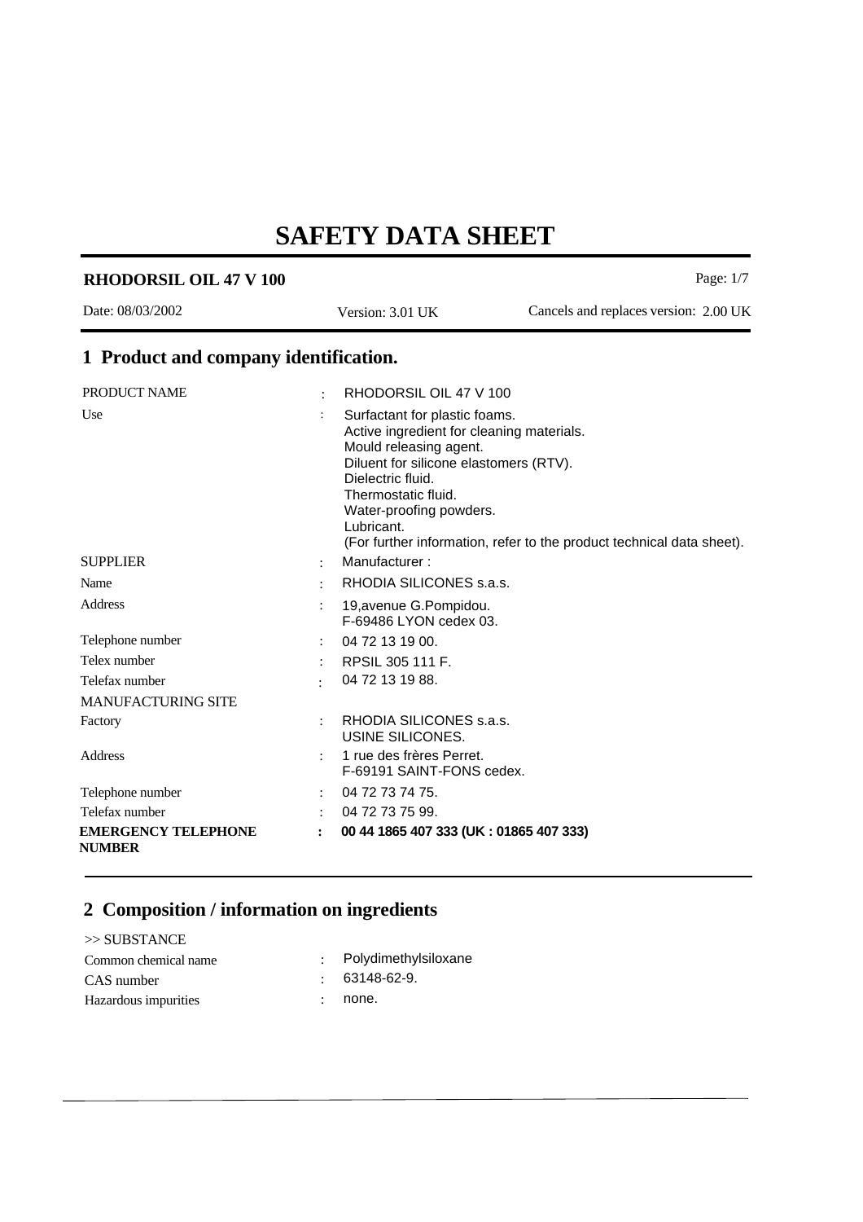# SAFETY DATA SHEET

**RHODORSIL OIL 47 V 100**

Date: 08/03/2002 | Version: 3.01 UK | Cancels and replaces version: 2.00 UK

## 1 Product and company identification.

| | | |
|---|---|---|
| PRODUCT NAME | : | RHODORSIL OIL 47 V 100 |
| Use | : | Surfactant for plastic foams.<br>Active ingredient for cleaning materials.<br>Mould releasing agent.<br>Diluent for silicone elastomers (RTV).<br>Dielectric fluid.<br>Thermostatic fluid.<br>Water-proofing powders.<br>Lubricant.<br>(For further information, refer to the product technical data sheet). |
| SUPPLIER | : | Manufacturer : |
| Name | : | RHODIA SILICONES s.a.s. |
| Address | : | 19,avenue G.Pompidou.<br>F-69486 LYON cedex 03. |
| Telephone number | : | 04 72 13 19 00. |
| Telex number | : | RPSIL 305 111 F. |
| Telefax number | : | 04 72 13 19 88. |
| MANUFACTURING SITE | | |
| Factory | : | RHODIA SILICONES s.a.s.<br>USINE SILICONES. |
| Address | : | 1 rue des frères Perret.<br>F-69191 SAINT-FONS cedex. |
| Telephone number | : | 04 72 73 74 75. |
| Telefax number | : | 04 72 73 75 99. |
| **EMERGENCY TELEPHONE NUMBER** | **:** | **00 44 1865 407 333 (UK : 01865 407 333)** |

## 2 Composition / information on ingredients

>> SUBSTANCE

| | | |
|---|---|---|
| Common chemical name | : | Polydimethylsiloxane |
| CAS number | : | 63148-62-9. |
| Hazardous impurities | : | none. |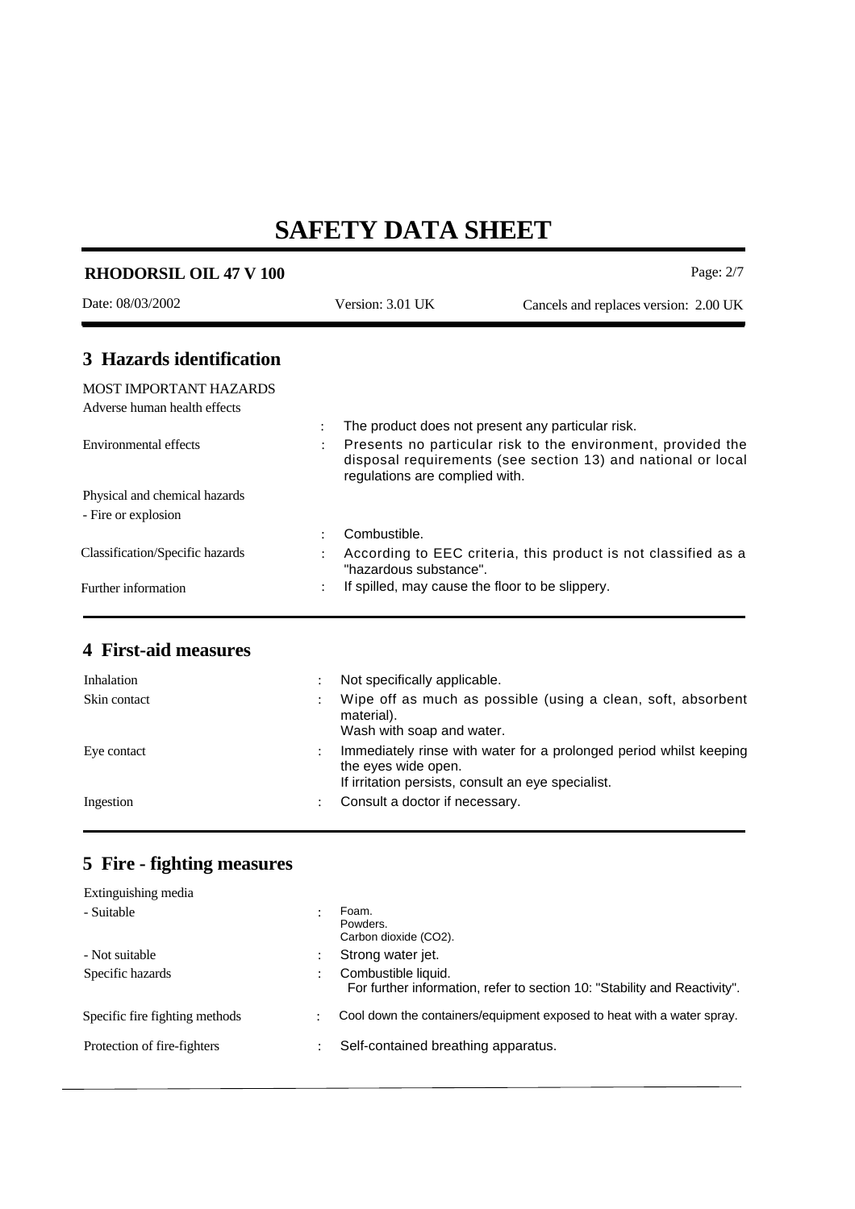# SAFETY DATA SHEET

## 3 Hazards identification

MOST IMPORTANT HAZARDS

| | |
|---|---|
| Adverse human health effects | : The product does not present any particular risk. |
| Environmental effects | : Presents no particular risk to the environment, provided the disposal requirements (see section 13) and national or local regulations are complied with. |
| Physical and chemical hazards | |
| - Fire or explosion | : Combustible. |
| Classification/Specific hazards | : According to EEC criteria, this product is not classified as a "hazardous substance". |
| Further information | : If spilled, may cause the floor to be slippery. |

## 4 First-aid measures

| | |
|---|---|
| Inhalation | : Not specifically applicable. |
| Skin contact | : Wipe off as much as possible (using a clean, soft, absorbent material).<br>Wash with soap and water. |
| Eye contact | : Immediately rinse with water for a prolonged period whilst keeping the eyes wide open.<br>If irritation persists, consult an eye specialist. |
| Ingestion | : Consult a doctor if necessary. |

## 5 Fire - fighting measures

| | |
|---|---|
| Extinguishing media | |
| - Suitable | : Foam.<br>Powders.<br>Carbon dioxide ($CO_2$). |
| - Not suitable | : Strong water jet. |
| Specific hazards | : Combustible liquid.<br>For further information, refer to section 10: "Stability and Reactivity". |
| Specific fire fighting methods | : Cool down the containers/equipment exposed to heat with a water spray. |
| Protection of fire-fighters | : Self-contained breathing apparatus. |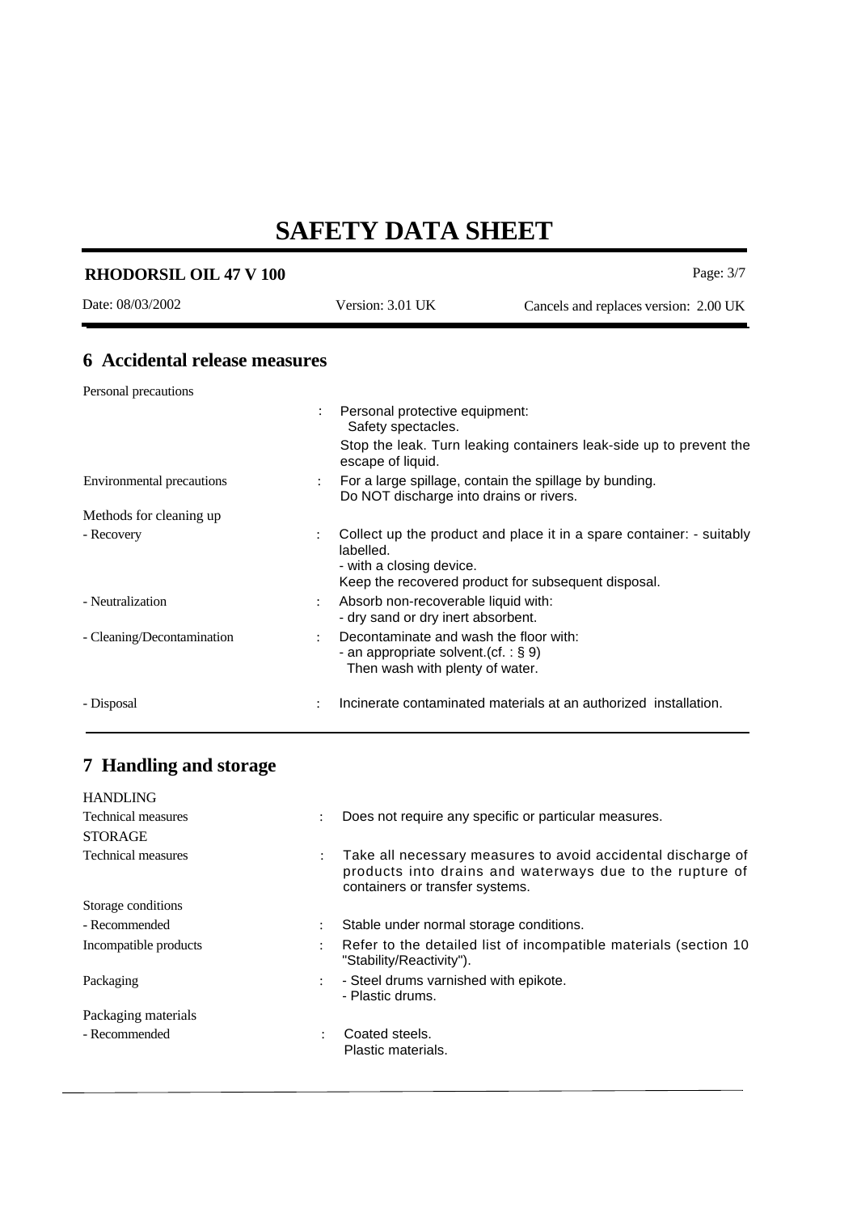## 6 Accidental release measures

| | |
|---|---|
| Personal precautions | |
| | Personal protective equipment: Safety spectacles. |
| | Stop the leak. Turn leaking containers leak-side up to prevent the escape of liquid. |
| Environmental precautions | For a large spillage, contain the spillage by bunding. Do NOT discharge into drains or rivers. |
| Methods for cleaning up | |
| - Recovery | Collect up the product and place it in a spare container: - suitably labelled. - with a closing device. Keep the recovered product for subsequent disposal. |
| - Neutralization | Absorb non-recoverable liquid with: - dry sand or dry inert absorbent. |
| - Cleaning/Decontamination | Decontaminate and wash the floor with: - an appropriate solvent.(cf. : § 9) Then wash with plenty of water. |
| - Disposal | Incinerate contaminated materials at an authorized installation. |

## 7 Handling and storage

| | |
|---|---|
| HANDLING | |
| Technical measures | Does not require any specific or particular measures. |
| STORAGE | |
| Technical measures | Take all necessary measures to avoid accidental discharge of products into drains and waterways due to the rupture of containers or transfer systems. |
| Storage conditions | |
| - Recommended | Stable under normal storage conditions. |
| Incompatible products | Refer to the detailed list of incompatible materials (section 10 "Stability/Reactivity"). |
| Packaging | - Steel drums varnished with epikote. - Plastic drums. |
| Packaging materials | |
| - Recommended | Coated steels. Plastic materials. |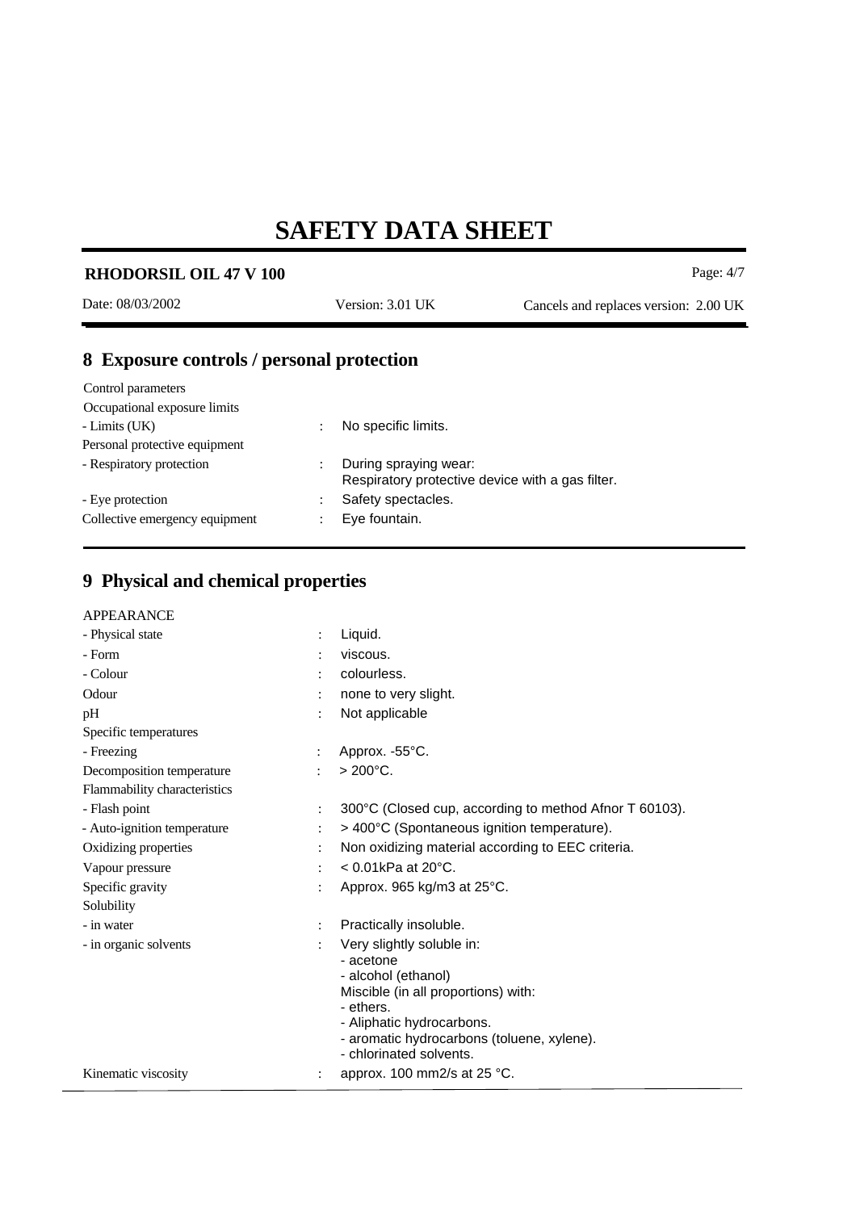## 8 Exposure controls / personal protection

| | | |
|---|---|---|
| Control parameters | | |
| Occupational exposure limits | | |
| - Limits (UK) | : | No specific limits. |
| Personal protective equipment | | |
| - Respiratory protection | : | During spraying wear:<br>Respiratory protective device with a gas filter. |
| - Eye protection | : | Safety spectacles. |
| Collective emergency equipment | : | Eye fountain. |

## 9 Physical and chemical properties

| | | |
|---|---|---|
| APPEARANCE | | |
| - Physical state | : | Liquid. |
| - Form | : | viscous. |
| - Colour | : | colourless. |
| Odour | : | none to very slight. |
| pH | : | Not applicable |
| Specific temperatures | | |
| - Freezing | : | Approx. -55°C. |
| Decomposition temperature | : | > 200°C. |
| Flammability characteristics | | |
| - Flash point | : | 300°C (Closed cup, according to method Afnor T 60103). |
| - Auto-ignition temperature | : | > 400°C (Spontaneous ignition temperature). |
| Oxidizing properties | : | Non oxidizing material according to EEC criteria. |
| Vapour pressure | : | < 0.01kPa at 20°C. |
| Specific gravity | : | Approx. 965 kg/m3 at 25°C. |
| Solubility | | |
| - in water | : | Practically insoluble. |
| - in organic solvents | : | Very slightly soluble in:<br>- acetone<br>- alcohol (ethanol)<br>Miscible (in all proportions) with:<br>- ethers.<br>- Aliphatic hydrocarbons.<br>- aromatic hydrocarbons (toluene, xylene).<br>- chlorinated solvents. |
| Kinematic viscosity | : | approx. 100 mm2/s at 25 °C. |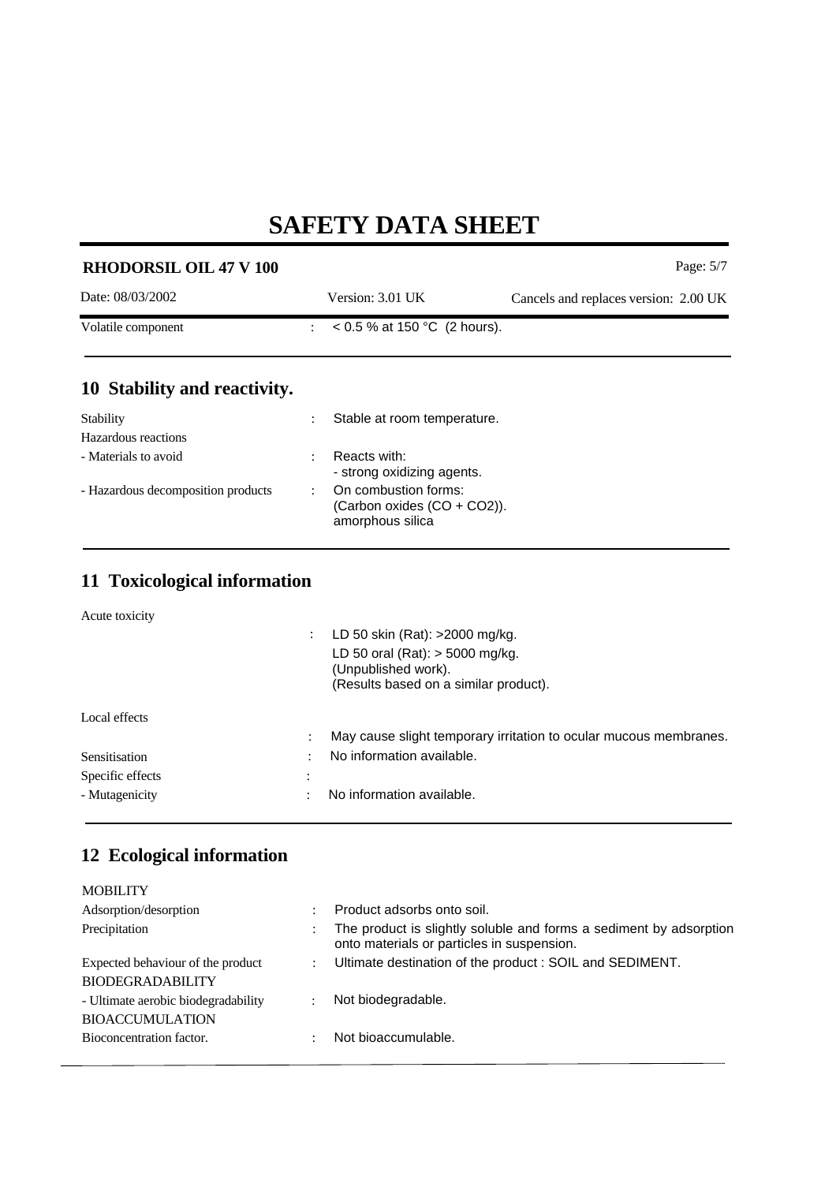| | | |
|---|---|---|
| Volatile component | : | < 0.5 % at 150 °C (2 hours). |

## 10 Stability and reactivity.

| | | |
|---|---|---|
| Stability | : | Stable at room temperature. |
| Hazardous reactions | | |
| - Materials to avoid | : | Reacts with:<br>- strong oxidizing agents. |
| - Hazardous decomposition products | : | On combustion forms:<br>(Carbon oxides ($CO + CO_2$)).<br>amorphous silica |

## 11 Toxicological information

| | | |
|---|---|---|
| Acute toxicity | | |
| | : | LD 50 skin (Rat): >2000 mg/kg.<br>LD 50 oral (Rat): > 5000 mg/kg.<br>(Unpublished work).<br>(Results based on a similar product). |
| Local effects | | |
| | : | May cause slight temporary irritation to ocular mucous membranes. |
| Sensitisation | : | No information available. |
| Specific effects | : | |
| - Mutagenicity | : | No information available. |

## 12 Ecological information

| | | |
|---|---|---|
| MOBILITY | | |
| Adsorption/desorption | : | Product adsorbs onto soil. |
| Precipitation | : | The product is slightly soluble and forms a sediment by adsorption onto materials or particles in suspension. |
| Expected behaviour of the product | : | Ultimate destination of the product : SOIL and SEDIMENT. |
| BIODEGRADABILITY | | |
| - Ultimate aerobic biodegradability | : | Not biodegradable. |
| BIOACCUMULATION | | |
| Bioconcentration factor. | : | Not bioaccumulable. |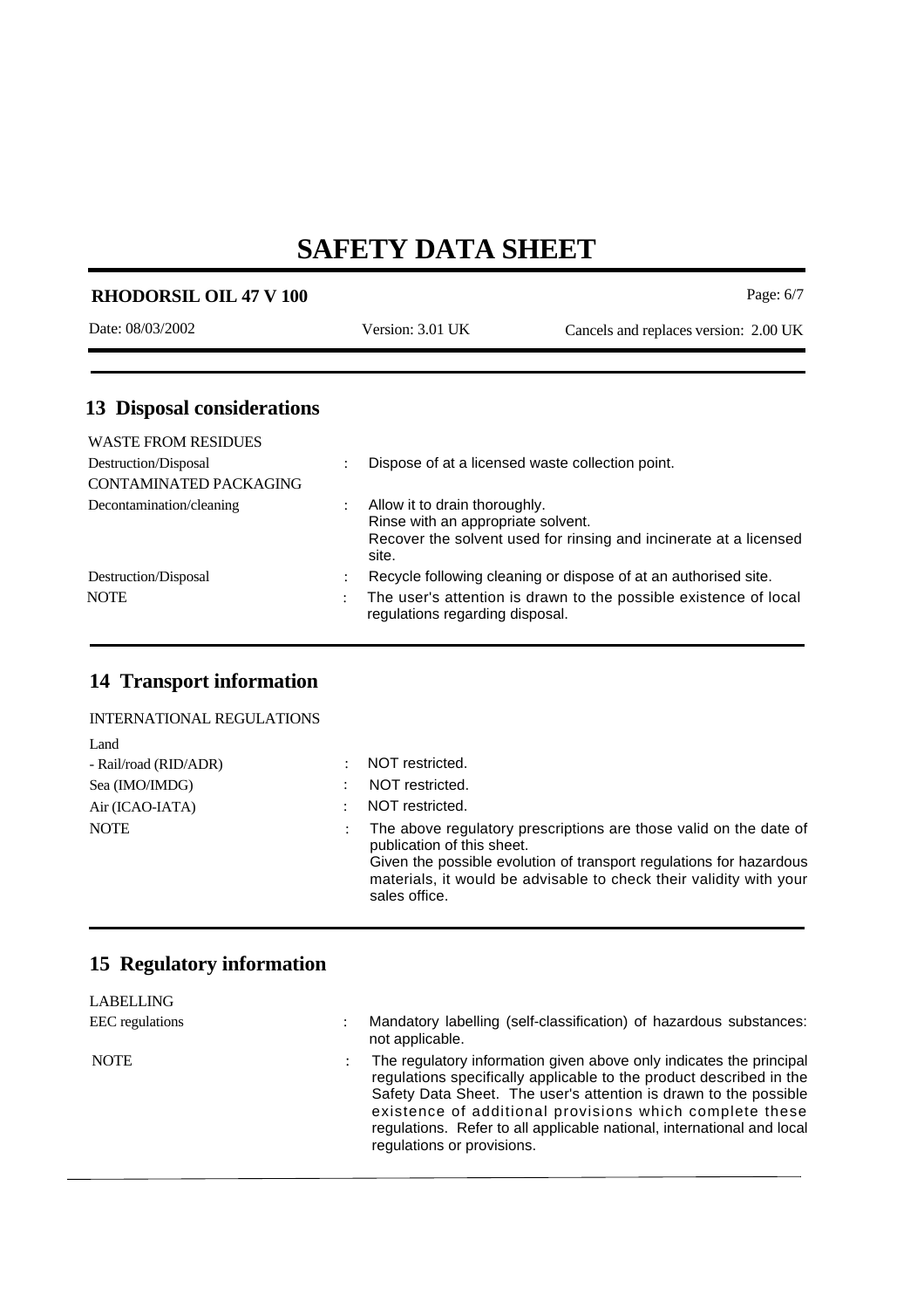## 13 Disposal considerations

WASTE FROM RESIDUES

| | |
|---|---|
| Destruction/Disposal | : Dispose of at a licensed waste collection point. |

CONTAMINATED PACKAGING

| | |
|---|---|
| Decontamination/cleaning | : Allow it to drain thoroughly. Rinse with an appropriate solvent. Recover the solvent used for rinsing and incinerate at a licensed site. |
| Destruction/Disposal | : Recycle following cleaning or dispose of at an authorised site. |
| NOTE | : The user's attention is drawn to the possible existence of local regulations regarding disposal. |

## 14 Transport information

INTERNATIONAL REGULATIONS

Land

| | |
|---|---|
| - Rail/road (RID/ADR) | : NOT restricted. |
| Sea (IMO/IMDG) | : NOT restricted. |
| Air (ICAO-IATA) | : NOT restricted. |
| NOTE | : The above regulatory prescriptions are those valid on the date of publication of this sheet. Given the possible evolution of transport regulations for hazardous materials, it would be advisable to check their validity with your sales office. |

## 15 Regulatory information

LABELLING

| | |
|---|---|
| EEC regulations | : Mandatory labelling (self-classification) of hazardous substances: not applicable. |
| NOTE | : The regulatory information given above only indicates the principal regulations specifically applicable to the product described in the Safety Data Sheet. The user's attention is drawn to the possible existence of additional provisions which complete these regulations. Refer to all applicable national, international and local regulations or provisions. |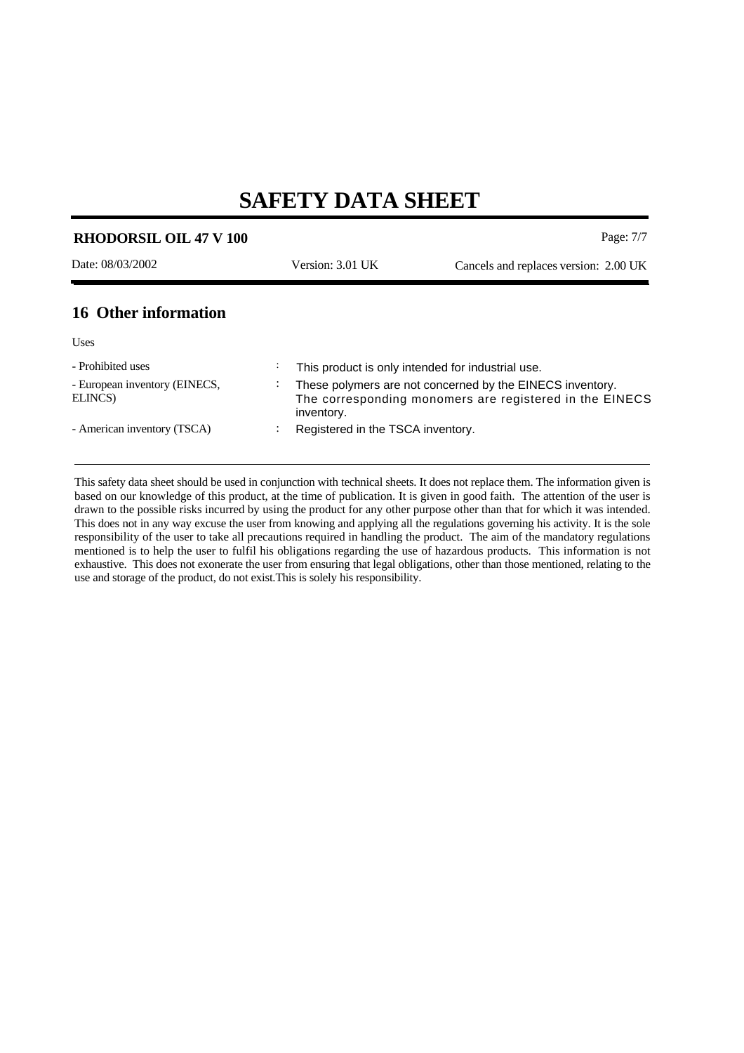## 16 Other information

Uses

| | | |
|---|---|---|
| - Prohibited uses | : | This product is only intended for industrial use. |
| - European inventory (EINECS, ELINCS) | : | These polymers are not concerned by the EINECS inventory. The corresponding monomers are registered in the EINECS inventory. |
| - American inventory (TSCA) | : | Registered in the TSCA inventory. |

---

This safety data sheet should be used in conjunction with technical sheets. It does not replace them. The information given is based on our knowledge of this product, at the time of publication. It is given in good faith. The attention of the user is drawn to the possible risks incurred by using the product for any other purpose other than that for which it was intended. This does not in any way excuse the user from knowing and applying all the regulations governing his activity. It is the sole responsibility of the user to take all precautions required in handling the product. The aim of the mandatory regulations mentioned is to help the user to fulfil his obligations regarding the use of hazardous products. This information is not exhaustive. This does not exonerate the user from ensuring that legal obligations, other than those mentioned, relating to the use and storage of the product, do not exist.This is solely his responsibility.